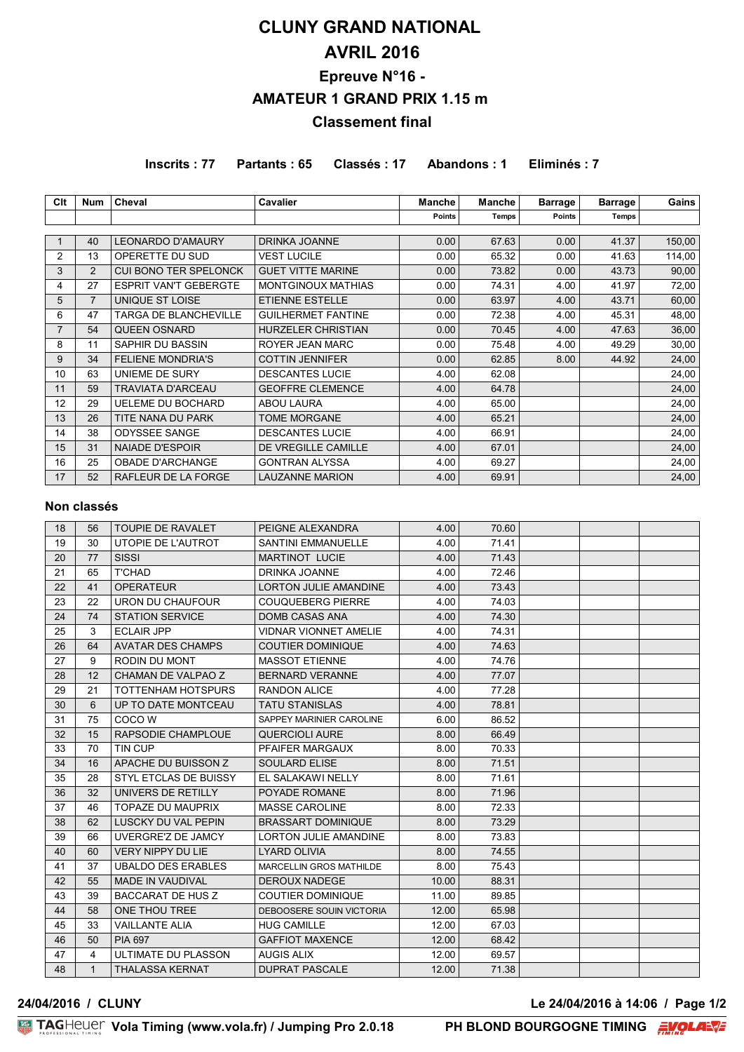# CLUNY GRAND NATIONAL

# AVRIL 2016

## Epreuve N°16 -

## AMATEUR 1 GRAND PRIX 1.15 m

### Classement final

**Inscrits : 77 Partants : 65 Classés : 17 Abandons : 1 Eliminés : 7**

| Clt | Num | Cheval | Cavalier | Manche Points | Manche Temps | Barrage Points | Barrage Temps | Gains |
|---|---|---|---|---|---|---|---|---|
| 1 | 40 | LEONARDO D'AMAURY | DRINKA JOANNE | 0.00 | 67.63 | 0.00 | 41.37 | 150,00 |
| 2 | 13 | OPERETTE DU SUD | VEST LUCILE | 0.00 | 65.32 | 0.00 | 41.63 | 114,00 |
| 3 | 2 | CUI BONO TER SPELONCK | GUET VITTE MARINE | 0.00 | 73.82 | 0.00 | 43.73 | 90,00 |
| 4 | 27 | ESPRIT VAN'T GEBERGTE | MONTGINOUX MATHIAS | 0.00 | 74.31 | 4.00 | 41.97 | 72,00 |
| 5 | 7 | UNIQUE ST LOISE | ETIENNE ESTELLE | 0.00 | 63.97 | 4.00 | 43.71 | 60,00 |
| 6 | 47 | TARGA DE BLANCHEVILLE | GUILHERMET FANTINE | 0.00 | 72.38 | 4.00 | 45.31 | 48,00 |
| 7 | 54 | QUEEN OSNARD | HURZELER CHRISTIAN | 0.00 | 70.45 | 4.00 | 47.63 | 36,00 |
| 8 | 11 | SAPHIR DU BASSIN | ROYER JEAN MARC | 0.00 | 75.48 | 4.00 | 49.29 | 30,00 |
| 9 | 34 | FELIENE MONDRIA'S | COTTIN JENNIFER | 0.00 | 62.85 | 8.00 | 44.92 | 24,00 |
| 10 | 63 | UNIEME DE SURY | DESCANTES LUCIE | 4.00 | 62.08 | | | 24,00 |
| 11 | 59 | TRAVIATA D'ARCEAU | GEOFFRE CLEMENCE | 4.00 | 64.78 | | | 24,00 |
| 12 | 29 | UELEME DU BOCHARD | ABOU LAURA | 4.00 | 65.00 | | | 24,00 |
| 13 | 26 | TITE NANA DU PARK | TOME MORGANE | 4.00 | 65.21 | | | 24,00 |
| 14 | 38 | ODYSSEE SANGE | DESCANTES LUCIE | 4.00 | 66.91 | | | 24,00 |
| 15 | 31 | NAIADE D'ESPOIR | DE VREGILLE CAMILLE | 4.00 | 67.01 | | | 24,00 |
| 16 | 25 | OBADE D'ARCHANGE | GONTRAN ALYSSA | 4.00 | 69.27 | | | 24,00 |
| 17 | 52 | RAFLEUR DE LA FORGE | LAUZANNE MARION | 4.00 | 69.91 | | | 24,00 |

### Non classés

| Clt | Num | Cheval | Cavalier | Manche Points | Manche Temps | Barrage Points | Barrage Temps | Gains |
|---|---|---|---|---|---|---|---|---|
| 18 | 56 | TOUPIE DE RAVALET | PEIGNE ALEXANDRA | 4.00 | 70.60 | | | |
| 19 | 30 | UTOPIE DE L'AUTROT | SANTINI EMMANUELLE | 4.00 | 71.41 | | | |
| 20 | 77 | SISSI | MARTINOT LUCIE | 4.00 | 71.43 | | | |
| 21 | 65 | T'CHAD | DRINKA JOANNE | 4.00 | 72.46 | | | |
| 22 | 41 | OPERATEUR | LORTON JULIE AMANDINE | 4.00 | 73.43 | | | |
| 23 | 22 | URON DU CHAUFOUR | COUQUEBERG PIERRE | 4.00 | 74.03 | | | |
| 24 | 74 | STATION SERVICE | DOMB CASAS ANA | 4.00 | 74.30 | | | |
| 25 | 3 | ECLAIR JPP | VIDNAR VIONNET AMELIE | 4.00 | 74.31 | | | |
| 26 | 64 | AVATAR DES CHAMPS | COUTIER DOMINIQUE | 4.00 | 74.63 | | | |
| 27 | 9 | RODIN DU MONT | MASSOT ETIENNE | 4.00 | 74.76 | | | |
| 28 | 12 | CHAMAN DE VALPAO Z | BERNARD VERANNE | 4.00 | 77.07 | | | |
| 29 | 21 | TOTTENHAM HOTSPURS | RANDON ALICE | 4.00 | 77.28 | | | |
| 30 | 6 | UP TO DATE MONTCEAU | TATU STANISLAS | 4.00 | 78.81 | | | |
| 31 | 75 | COCO W | SAPPEY MARINIER CAROLINE | 6.00 | 86.52 | | | |
| 32 | 15 | RAPSODIE CHAMPLOUE | QUERCIOLI AURE | 8.00 | 66.49 | | | |
| 33 | 70 | TIN CUP | PFAIFER MARGAUX | 8.00 | 70.33 | | | |
| 34 | 16 | APACHE DU BUISSON Z | SOULARD ELISE | 8.00 | 71.51 | | | |
| 35 | 28 | STYL ETCLAS DE BUISSY | EL SALAKAWI NELLY | 8.00 | 71.61 | | | |
| 36 | 32 | UNIVERS DE RETILLY | POYADE ROMANE | 8.00 | 71.96 | | | |
| 37 | 46 | TOPAZE DU MAUPRIX | MASSE CAROLINE | 8.00 | 72.33 | | | |
| 38 | 62 | LUSCKY DU VAL PEPIN | BRASSART DOMINIQUE | 8.00 | 73.29 | | | |
| 39 | 66 | UVERGRE'Z DE JAMCY | LORTON JULIE AMANDINE | 8.00 | 73.83 | | | |
| 40 | 60 | VERY NIPPY DU LIE | LYARD OLIVIA | 8.00 | 74.55 | | | |
| 41 | 37 | UBALDO DES ERABLES | MARCELLIN GROS MATHILDE | 8.00 | 75.43 | | | |
| 42 | 55 | MADE IN VAUDIVAL | DEROUX NADEGE | 10.00 | 88.31 | | | |
| 43 | 39 | BACCARAT DE HUS Z | COUTIER DOMINIQUE | 11.00 | 89.85 | | | |
| 44 | 58 | ONE THOU TREE | DEBOOSERE SOUIN VICTORIA | 12.00 | 65.98 | | | |
| 45 | 33 | VAILLANTE ALIA | HUG CAMILLE | 12.00 | 67.03 | | | |
| 46 | 50 | PIA 697 | GAFFIOT MAXENCE | 12.00 | 68.42 | | | |
| 47 | 4 | ULTIMATE DU PLASSON | AUGIS ALIX | 12.00 | 69.57 | | | |
| 48 | 1 | THALASSA KERNAT | DUPRAT PASCALE | 12.00 | 71.38 | | | |

**24/04/2016 / CLUNY** **Le 24/04/2016 à 14:06**

TAGHeuer Vola Timing (www.vola.fr) / Jumping Pro 2.0.18 PH BLOND BOURGOGNE TIMING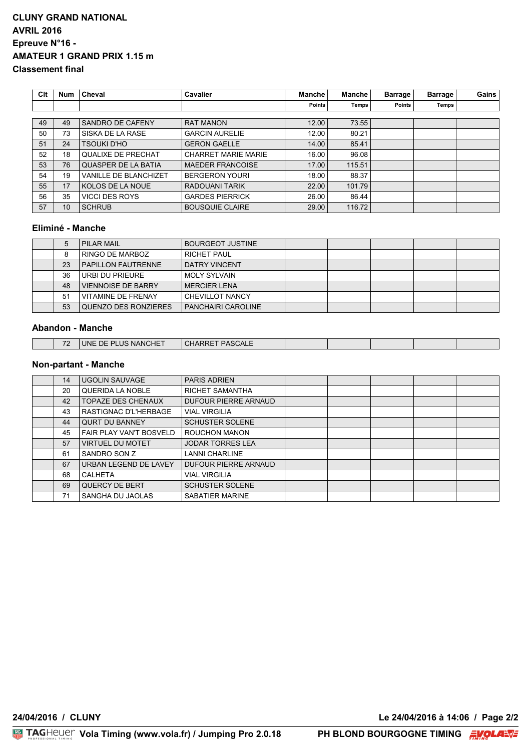# CLUNY GRAND NATIONAL
## AVRIL 2016
## Epreuve N°16 -
## AMATEUR 1 GRAND PRIX 1.15 m
## Classement final

| Clt | Num | Cheval | Cavalier | Manche Points | Manche Temps | Barrage Points | Barrage Temps | Gains |
|---|---|---|---|---|---|---|---|---|
| 49 | 49 | SANDRO DE CAFENY | RAT MANON | 12.00 | 73.55 | | | |
| 50 | 73 | SISKA DE LA RASE | GARCIN AURELIE | 12.00 | 80.21 | | | |
| 51 | 24 | TSOUKI D'HO | GERON GAELLE | 14.00 | 85.41 | | | |
| 52 | 18 | QUALIXE DE PRECHAT | CHARRET MARIE MARIE | 16.00 | 96.08 | | | |
| 53 | 76 | QUASPER DE LA BATIA | MAEDER FRANCOISE | 17.00 | 115.51 | | | |
| 54 | 19 | VANILLE DE BLANCHIZET | BERGERON YOURI | 18.00 | 88.37 | | | |
| 55 | 17 | KOLOS DE LA NOUE | RADOUANI TARIK | 22.00 | 101.79 | | | |
| 56 | 35 | VICCI DES ROYS | GARDES PIERRICK | 26.00 | 86.44 | | | |
| 57 | 10 | SCHRUB | BOUSQUIE CLAIRE | 29.00 | 116.72 | | | |

### Eliminé - Manche

| | | | | | | | | |
|---|---|---|---|---|---|---|---|---|
| | 5 | PILAR MAIL | BOURGEOT JUSTINE | | | | | |
| | 8 | RINGO DE MARBOZ | RICHET PAUL | | | | | |
| | 23 | PAPILLON FAUTRENNE | DATRY VINCENT | | | | | |
| | 36 | URBI DU PRIEURE | MOLY SYLVAIN | | | | | |
| | 48 | VIENNOISE DE BARRY | MERCIER LENA | | | | | |
| | 51 | VITAMINE DE FRENAY | CHEVILLOT NANCY | | | | | |
| | 53 | QUENZO DES RONZIERES | PANCHAIRI CAROLINE | | | | | |

### Abandon - Manche

| | | | | | | | | |
|---|---|---|---|---|---|---|---|---|
| | 72 | UNE DE PLUS NANCHET | CHARRET PASCALE | | | | | |

### Non-partant - Manche

| | | | | | | | | |
|---|---|---|---|---|---|---|---|---|
| | 14 | UGOLIN SAUVAGE | PARIS ADRIEN | | | | | |
| | 20 | QUERIDA LA NOBLE | RICHET SAMANTHA | | | | | |
| | 42 | TOPAZE DES CHENAUX | DUFOUR PIERRE ARNAUD | | | | | |
| | 43 | RASTIGNAC D'L'HERBAGE | VIAL VIRGILIA | | | | | |
| | 44 | QURT DU BANNEY | SCHUSTER SOLENE | | | | | |
| | 45 | FAIR PLAY VAN'T BOSVELD | ROUCHON MANON | | | | | |
| | 57 | VIRTUEL DU MOTET | JODAR TORRES LEA | | | | | |
| | 61 | SANDRO SON Z | LANNI CHARLINE | | | | | |
| | 67 | URBAN LEGEND DE LAVEY | DUFOUR PIERRE ARNAUD | | | | | |
| | 68 | CALHETA | VIAL VIRGILIA | | | | | |
| | 69 | QUERCY DE BERT | SCHUSTER SOLENE | | | | | |
| | 71 | SANGHA DU JAOLAS | SABATIER MARINE | | | | | |

24/04/2016 / CLUNY — Le 24/04/2016 à 14:06

TAGHeuer Vola Timing (www.vola.fr) / Jumping Pro 2.0.18 — PH BLOND BOURGOGNE TIMING